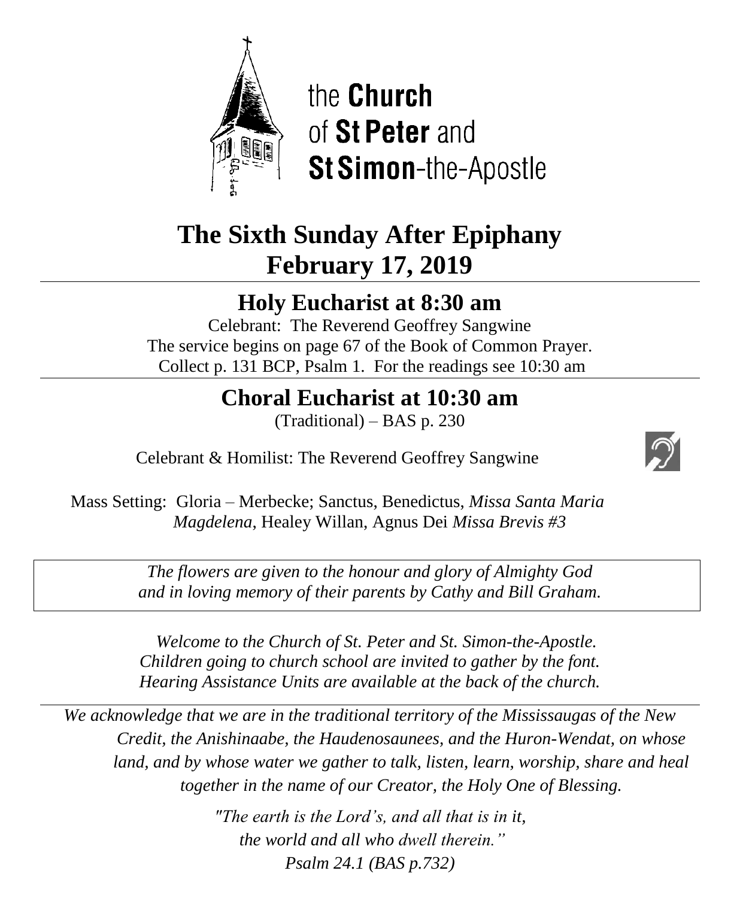the **Church**
of **St Peter** and
**St Simon**-the-Apostle

# The Sixth Sunday After Epiphany
# February 17, 2019

## Holy Eucharist at 8:30 am

Celebrant: The Reverend Geoffrey Sangwine
The service begins on page 67 of the Book of Common Prayer.
Collect p. 131 BCP, Psalm 1. For the readings see 10:30 am

## Choral Eucharist at 10:30 am

(Traditional) – BAS p. 230

Celebrant & Homilist: The Reverend Geoffrey Sangwine

Mass Setting: Gloria – Merbecke; Sanctus, Benedictus, *Missa Santa Maria Magdelena*, Healey Willan, Agnus Dei *Missa Brevis #3*

*The flowers are given to the honour and glory of Almighty God and in loving memory of their parents by Cathy and Bill Graham.*

*Welcome to the Church of St. Peter and St. Simon-the-Apostle.*
*Children going to church school are invited to gather by the font.*
*Hearing Assistance Units are available at the back of the church.*

*We acknowledge that we are in the traditional territory of the Mississaugas of the New Credit, the Anishinaabe, the Haudenosaunees, and the Huron-Wendat, on whose land, and by whose water we gather to talk, listen, learn, worship, share and heal together in the name of our Creator, the Holy One of Blessing.*

*"The earth is the Lord's, and all that is in it,*
*the world and all who dwell therein."*
*Psalm 24.1 (BAS p.732)*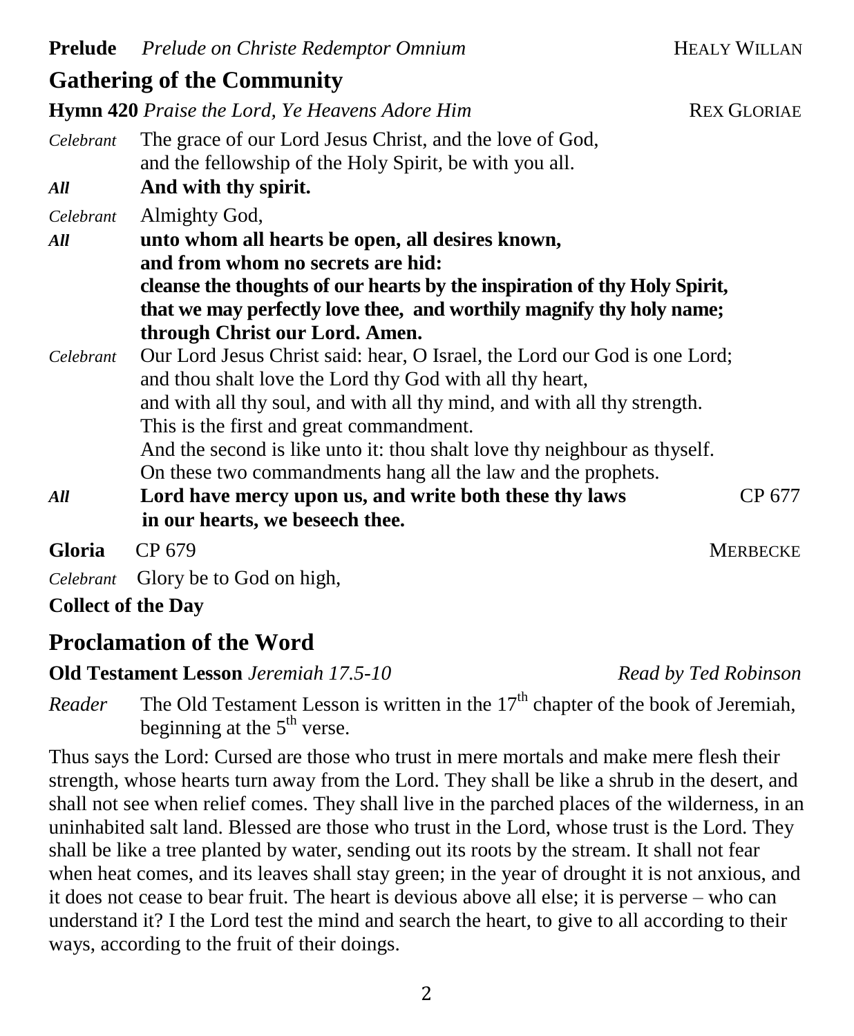**Prelude** *Prelude on Christe Redemptor Omnium* HEALY WILLAN

## Gathering of the Community

**Hymn 420** *Praise the Lord, Ye Heavens Adore Him* REX GLORIAE

*Celebrant* The grace of our Lord Jesus Christ, and the love of God, and the fellowship of the Holy Spirit, be with you all.

***All*** **And with thy spirit.**

*Celebrant* Almighty God,

***All*** **unto whom all hearts be open, all desires known, and from whom no secrets are hid: cleanse the thoughts of our hearts by the inspiration of thy Holy Spirit, that we may perfectly love thee, and worthily magnify thy holy name; through Christ our Lord. Amen.**

*Celebrant* Our Lord Jesus Christ said: hear, O Israel, the Lord our God is one Lord; and thou shalt love the Lord thy God with all thy heart, and with all thy soul, and with all thy mind, and with all thy strength. This is the first and great commandment. And the second is like unto it: thou shalt love thy neighbour as thyself. On these two commandments hang all the law and the prophets.

***All*** **Lord have mercy upon us, and write both these thy laws in our hearts, we beseech thee.** CP 677

**Gloria** CP 679 MERBECKE

*Celebrant* Glory be to God on high,

**Collect of the Day**

## Proclamation of the Word

**Old Testament Lesson** *Jeremiah 17.5-10* *Read by Ted Robinson*

*Reader* The Old Testament Lesson is written in the 17th chapter of the book of Jeremiah, beginning at the 5th verse.

Thus says the Lord: Cursed are those who trust in mere mortals and make mere flesh their strength, whose hearts turn away from the Lord. They shall be like a shrub in the desert, and shall not see when relief comes. They shall live in the parched places of the wilderness, in an uninhabited salt land. Blessed are those who trust in the Lord, whose trust is the Lord. They shall be like a tree planted by water, sending out its roots by the stream. It shall not fear when heat comes, and its leaves shall stay green; in the year of drought it is not anxious, and it does not cease to bear fruit. The heart is devious above all else; it is perverse – who can understand it? I the Lord test the mind and search the heart, to give to all according to their ways, according to the fruit of their doings.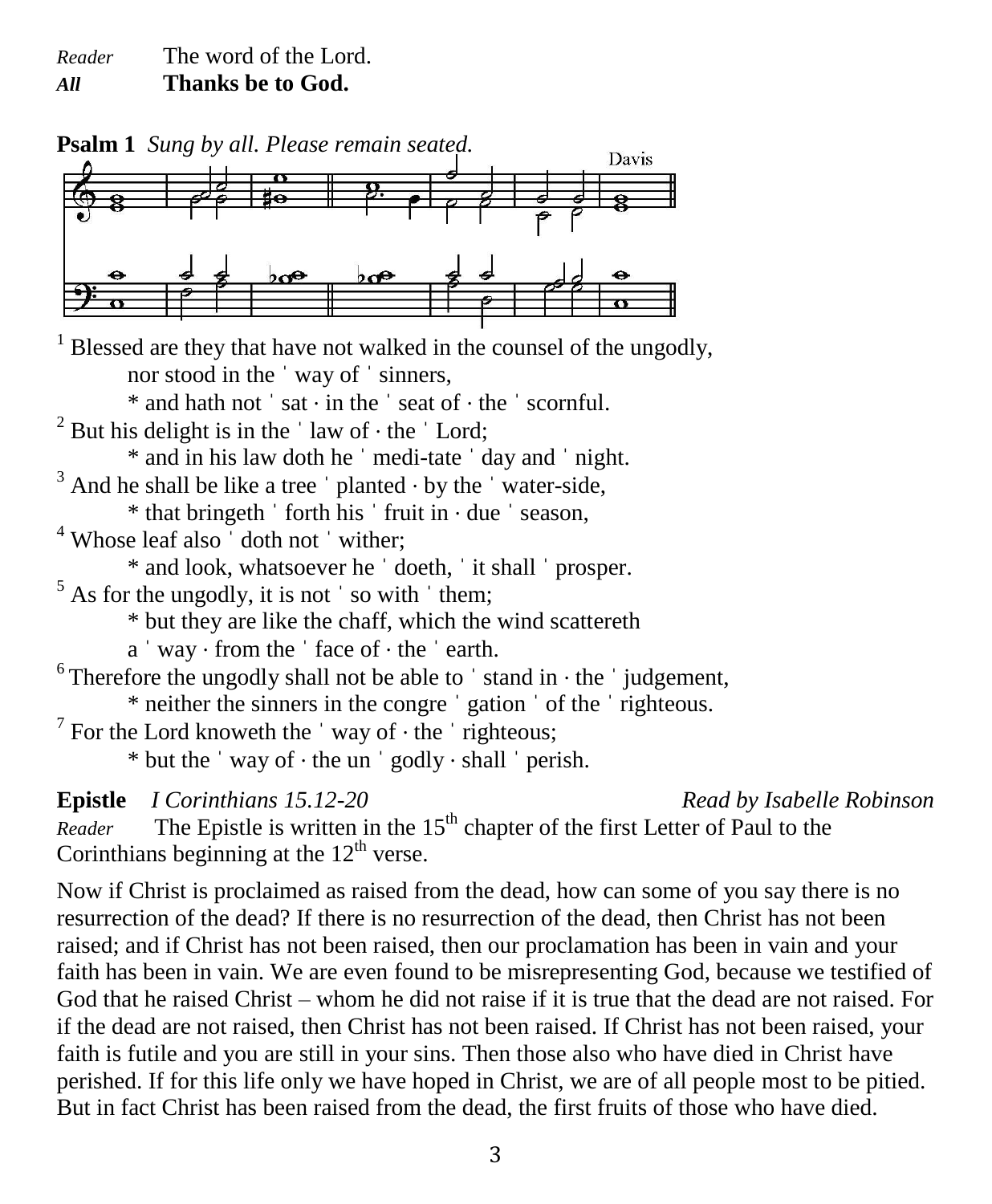*Reader* The word of the Lord.
***All*** **Thanks be to God.**

**Psalm 1** *Sung by all. Please remain seated.*

Davis

[1] Blessed are they that have not walked in the counsel of the ungodly,
nor stood in the ˈ way of ˈ sinners,
* and hath not ˈ sat · in the ˈ seat of · the ˈ scornful.

[2] But his delight is in the ˈ law of · the ˈ Lord;
* and in his law doth he ˈ medi-tate ˈ day and ˈ night.

[3] And he shall be like a tree ˈ planted · by the ˈ water-side,
* that bringeth ˈ forth his ˈ fruit in · due ˈ season,

[4] Whose leaf also ˈ doth not ˈ wither;
* and look, whatsoever he ˈ doeth, ˈ it shall ˈ prosper.

[5] As for the ungodly, it is not ˈ so with ˈ them;
* but they are like the chaff, which the wind scattereth
a ˈ way · from the ˈ face of · the ˈ earth.

[6] Therefore the ungodly shall not be able to ˈ stand in · the ˈ judgement,
* neither the sinners in the congre ˈ gation ˈ of the ˈ righteous.

[7] For the Lord knoweth the ˈ way of · the ˈ righteous;
* but the ˈ way of · the un ˈ godly · shall ˈ perish.

**Epistle** *I Corinthians 15.12-20* *Read by Isabelle Robinson*

*Reader* The Epistle is written in the 15th chapter of the first Letter of Paul to the Corinthians beginning at the 12th verse.

Now if Christ is proclaimed as raised from the dead, how can some of you say there is no resurrection of the dead? If there is no resurrection of the dead, then Christ has not been raised; and if Christ has not been raised, then our proclamation has been in vain and your faith has been in vain. We are even found to be misrepresenting God, because we testified of God that he raised Christ – whom he did not raise if it is true that the dead are not raised. For if the dead are not raised, then Christ has not been raised. If Christ has not been raised, your faith is futile and you are still in your sins. Then those also who have died in Christ have perished. If for this life only we have hoped in Christ, we are of all people most to be pitied. But in fact Christ has been raised from the dead, the first fruits of those who have died.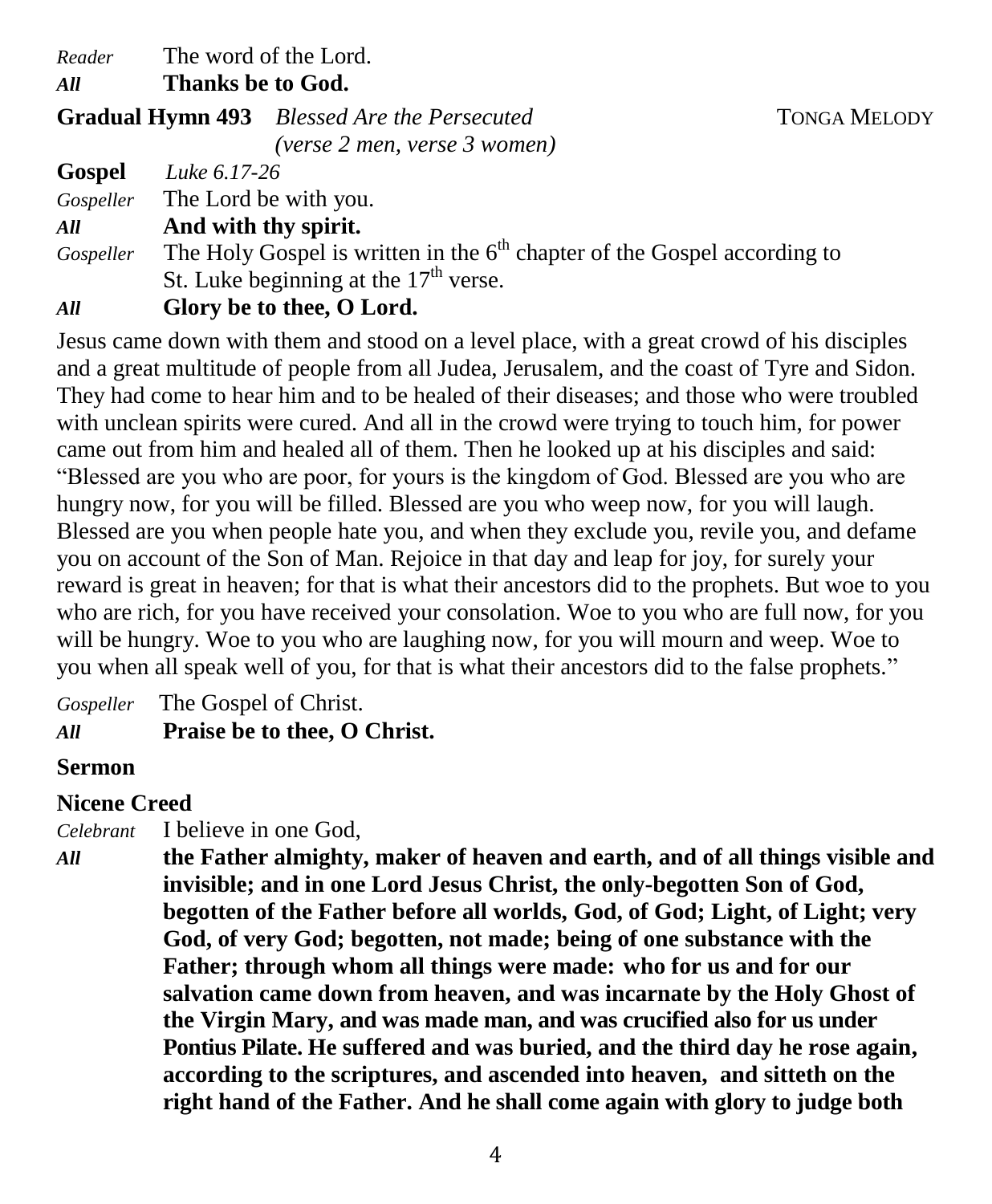*Reader* The word of the Lord.

***All*** **Thanks be to God.**

**Gradual Hymn 493** *Blessed Are the Persecuted* TONGA MELODY
*(verse 2 men, verse 3 women)*

**Gospel** *Luke 6.17-26*

*Gospeller* The Lord be with you.

***All*** **And with thy spirit.**

*Gospeller* The Holy Gospel is written in the 6th chapter of the Gospel according to St. Luke beginning at the 17th verse.

***All*** **Glory be to thee, O Lord.**

Jesus came down with them and stood on a level place, with a great crowd of his disciples and a great multitude of people from all Judea, Jerusalem, and the coast of Tyre and Sidon. They had come to hear him and to be healed of their diseases; and those who were troubled with unclean spirits were cured. And all in the crowd were trying to touch him, for power came out from him and healed all of them. Then he looked up at his disciples and said: "Blessed are you who are poor, for yours is the kingdom of God. Blessed are you who are hungry now, for you will be filled. Blessed are you who weep now, for you will laugh. Blessed are you when people hate you, and when they exclude you, revile you, and defame you on account of the Son of Man. Rejoice in that day and leap for joy, for surely your reward is great in heaven; for that is what their ancestors did to the prophets. But woe to you who are rich, for you have received your consolation. Woe to you who are full now, for you will be hungry. Woe to you who are laughing now, for you will mourn and weep. Woe to you when all speak well of you, for that is what their ancestors did to the false prophets."

*Gospeller* The Gospel of Christ.

***All*** **Praise be to thee, O Christ.**

**Sermon**

**Nicene Creed**

*Celebrant* I believe in one God,

***All*** **the Father almighty, maker of heaven and earth, and of all things visible and invisible; and in one Lord Jesus Christ, the only-begotten Son of God, begotten of the Father before all worlds, God, of God; Light, of Light; very God, of very God; begotten, not made; being of one substance with the Father; through whom all things were made: who for us and for our salvation came down from heaven, and was incarnate by the Holy Ghost of the Virgin Mary, and was made man, and was crucified also for us under Pontius Pilate. He suffered and was buried, and the third day he rose again, according to the scriptures, and ascended into heaven, and sitteth on the right hand of the Father. And he shall come again with glory to judge both**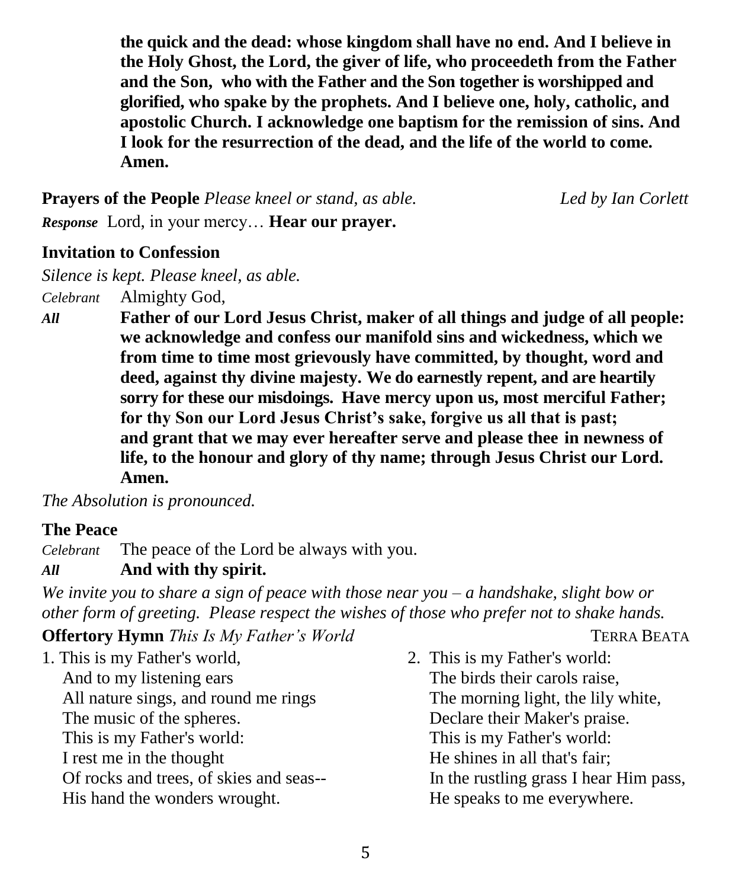**the quick and the dead: whose kingdom shall have no end. And I believe in the Holy Ghost, the Lord, the giver of life, who proceedeth from the Father and the Son, who with the Father and the Son together is worshipped and glorified, who spake by the prophets. And I believe one, holy, catholic, and apostolic Church. I acknowledge one baptism for the remission of sins. And I look for the resurrection of the dead, and the life of the world to come. Amen.**

**Prayers of the People** *Please kneel or stand, as able.* *Led by Ian Corlett*

***Response*** Lord, in your mercy… **Hear our prayer.**

**Invitation to Confession**

*Silence is kept. Please kneel, as able.*

*Celebrant* Almighty God,

***All*** **Father of our Lord Jesus Christ, maker of all things and judge of all people: we acknowledge and confess our manifold sins and wickedness, which we from time to time most grievously have committed, by thought, word and deed, against thy divine majesty. We do earnestly repent, and are heartily sorry for these our misdoings. Have mercy upon us, most merciful Father; for thy Son our Lord Jesus Christ's sake, forgive us all that is past; and grant that we may ever hereafter serve and please thee in newness of life, to the honour and glory of thy name; through Jesus Christ our Lord. Amen.**

*The Absolution is pronounced.*

**The Peace**

*Celebrant* The peace of the Lord be always with you.

***All*** **And with thy spirit.**

*We invite you to share a sign of peace with those near you – a handshake, slight bow or other form of greeting. Please respect the wishes of those who prefer not to shake hands.*

**Offertory Hymn** *This Is My Father's World* TERRA BEATA

1. This is my Father's world,
   And to my listening ears
   All nature sings, and round me rings
   The music of the spheres.
   This is my Father's world:
   I rest me in the thought
   Of rocks and trees, of skies and seas--
   His hand the wonders wrought.

2. This is my Father's world:
   The birds their carols raise,
   The morning light, the lily white,
   Declare their Maker's praise.
   This is my Father's world:
   He shines in all that's fair;
   In the rustling grass I hear Him pass,
   He speaks to me everywhere.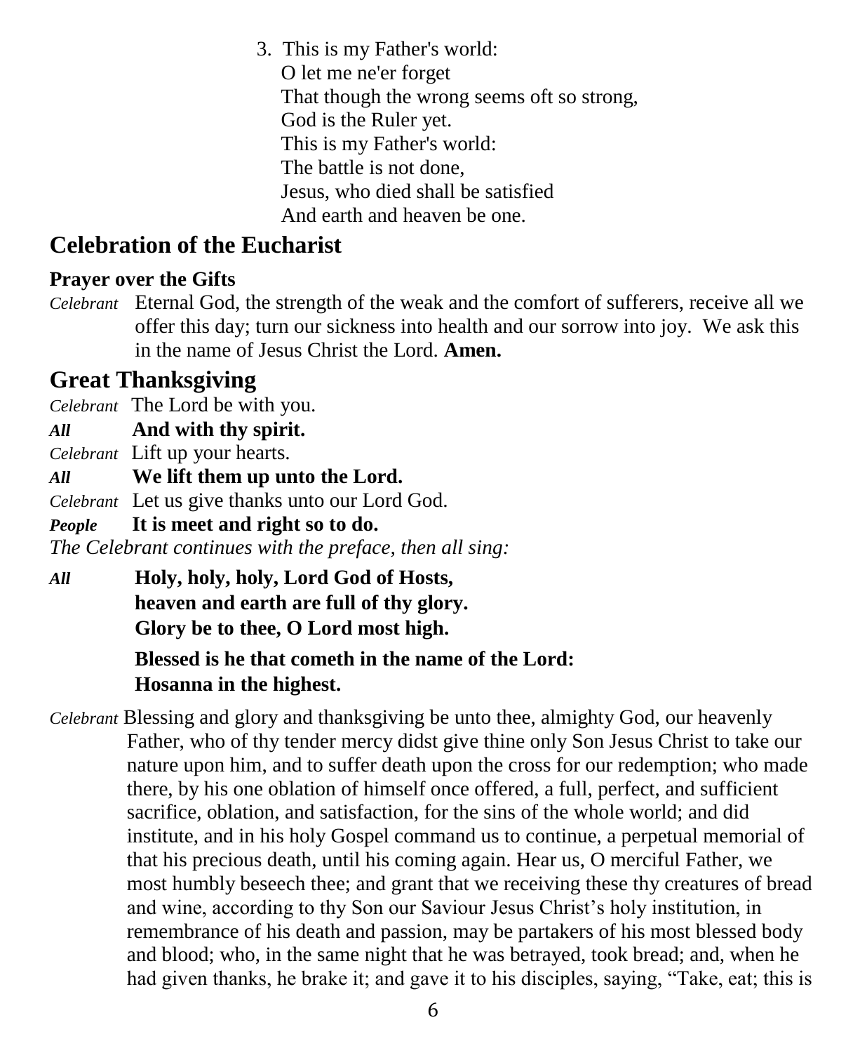3. This is my Father's world:  
   O let me ne'er forget  
   That though the wrong seems oft so strong,  
   God is the Ruler yet.  
   This is my Father's world:  
   The battle is not done,  
   Jesus, who died shall be satisfied  
   And earth and heaven be one.

## Celebration of the Eucharist

### Prayer over the Gifts

*Celebrant* Eternal God, the strength of the weak and the comfort of sufferers, receive all we offer this day; turn our sickness into health and our sorrow into joy. We ask this in the name of Jesus Christ the Lord. **Amen.**

## Great Thanksgiving

*Celebrant* The Lord be with you.  
***All*** **And with thy spirit.**  
*Celebrant* Lift up your hearts.  
***All*** **We lift them up unto the Lord.**  
*Celebrant* Let us give thanks unto our Lord God.  
***People*** **It is meet and right so to do.**

*The Celebrant continues with the preface, then all sing:*

***All*** **Holy, holy, holy, Lord God of Hosts,**  
**heaven and earth are full of thy glory.**  
**Glory be to thee, O Lord most high.**

**Blessed is he that cometh in the name of the Lord:**  
**Hosanna in the highest.**

*Celebrant* Blessing and glory and thanksgiving be unto thee, almighty God, our heavenly Father, who of thy tender mercy didst give thine only Son Jesus Christ to take our nature upon him, and to suffer death upon the cross for our redemption; who made there, by his one oblation of himself once offered, a full, perfect, and sufficient sacrifice, oblation, and satisfaction, for the sins of the whole world; and did institute, and in his holy Gospel command us to continue, a perpetual memorial of that his precious death, until his coming again. Hear us, O merciful Father, we most humbly beseech thee; and grant that we receiving these thy creatures of bread and wine, according to thy Son our Saviour Jesus Christ's holy institution, in remembrance of his death and passion, may be partakers of his most blessed body and blood; who, in the same night that he was betrayed, took bread; and, when he had given thanks, he brake it; and gave it to his disciples, saying, "Take, eat; this is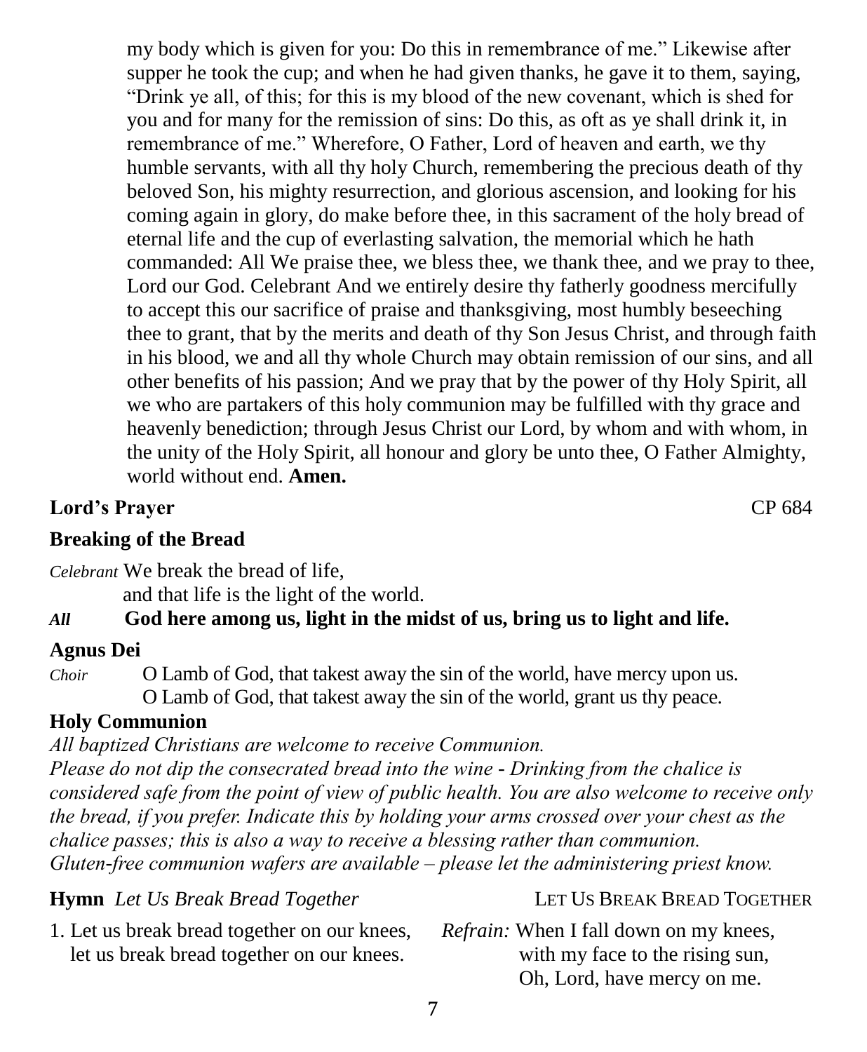my body which is given for you: Do this in remembrance of me." Likewise after supper he took the cup; and when he had given thanks, he gave it to them, saying, "Drink ye all, of this; for this is my blood of the new covenant, which is shed for you and for many for the remission of sins: Do this, as oft as ye shall drink it, in remembrance of me." Wherefore, O Father, Lord of heaven and earth, we thy humble servants, with all thy holy Church, remembering the precious death of thy beloved Son, his mighty resurrection, and glorious ascension, and looking for his coming again in glory, do make before thee, in this sacrament of the holy bread of eternal life and the cup of everlasting salvation, the memorial which he hath commanded: All We praise thee, we bless thee, we thank thee, and we pray to thee, Lord our God. Celebrant And we entirely desire thy fatherly goodness mercifully to accept this our sacrifice of praise and thanksgiving, most humbly beseeching thee to grant, that by the merits and death of thy Son Jesus Christ, and through faith in his blood, we and all thy whole Church may obtain remission of our sins, and all other benefits of his passion; And we pray that by the power of thy Holy Spirit, all we who are partakers of this holy communion may be fulfilled with thy grace and heavenly benediction; through Jesus Christ our Lord, by whom and with whom, in the unity of the Holy Spirit, all honour and glory be unto thee, O Father Almighty, world without end. **Amen.**

**Lord's Prayer** CP 684

**Breaking of the Bread**

*Celebrant* We break the bread of life,
and that life is the light of the world.

***All*** **God here among us, light in the midst of us, bring us to light and life.**

**Agnus Dei**

*Choir* O Lamb of God, that takest away the sin of the world, have mercy upon us.
O Lamb of God, that takest away the sin of the world, grant us thy peace.

**Holy Communion**

*All baptized Christians are welcome to receive Communion.*
*Please do not dip the consecrated bread into the wine - Drinking from the chalice is considered safe from the point of view of public health. You are also welcome to receive only the bread, if you prefer. Indicate this by holding your arms crossed over your chest as the chalice passes; this is also a way to receive a blessing rather than communion.*
*Gluten-free communion wafers are available – please let the administering priest know.*

**Hymn** *Let Us Break Bread Together* LET US BREAK BREAD TOGETHER

1. Let us break bread together on our knees,
let us break bread together on our knees.

*Refrain:* When I fall down on my knees,
with my face to the rising sun,
Oh, Lord, have mercy on me.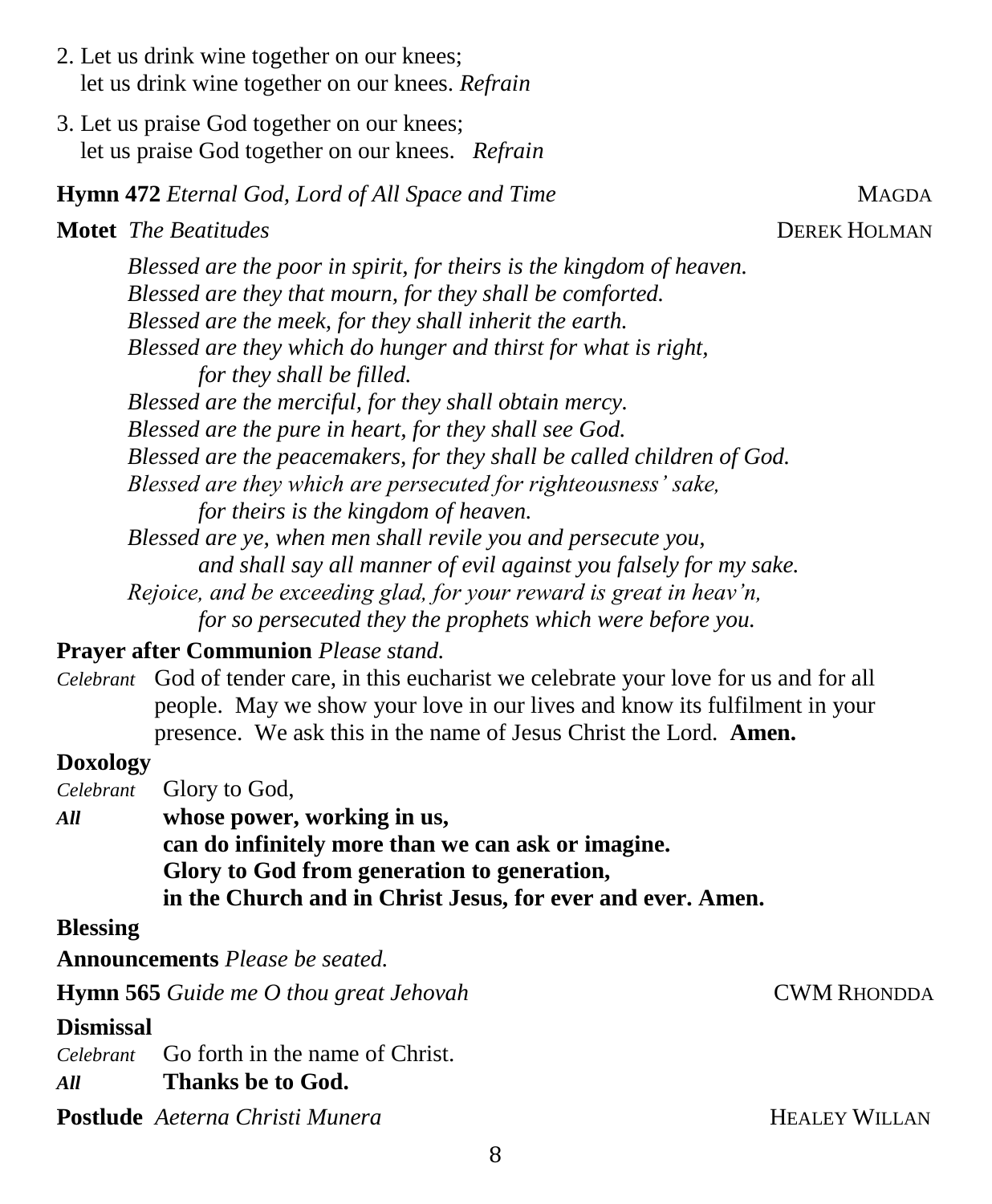2. Let us drink wine together on our knees;
   let us drink wine together on our knees. *Refrain*

3. Let us praise God together on our knees;
   let us praise God together on our knees. *Refrain*

**Hymn 472** *Eternal God, Lord of All Space and Time* MAGDA

**Motet** *The Beatitudes* DEREK HOLMAN

*Blessed are the poor in spirit, for theirs is the kingdom of heaven.*
*Blessed are they that mourn, for they shall be comforted.*
*Blessed are the meek, for they shall inherit the earth.*
*Blessed are they which do hunger and thirst for what is right,*
*for they shall be filled.*
*Blessed are the merciful, for they shall obtain mercy.*
*Blessed are the pure in heart, for they shall see God.*
*Blessed are the peacemakers, for they shall be called children of God.*
*Blessed are they which are persecuted for righteousness' sake,*
*for theirs is the kingdom of heaven.*
*Blessed are ye, when men shall revile you and persecute you,*
*and shall say all manner of evil against you falsely for my sake.*
*Rejoice, and be exceeding glad, for your reward is great in heav'n,*
*for so persecuted they the prophets which were before you.*

**Prayer after Communion** *Please stand.*

*Celebrant* God of tender care, in this eucharist we celebrate your love for us and for all people. May we show your love in our lives and know its fulfilment in your presence. We ask this in the name of Jesus Christ the Lord. **Amen.**

**Doxology**

*Celebrant* Glory to God,

***All*** **whose power, working in us,**
**can do infinitely more than we can ask or imagine.**
**Glory to God from generation to generation,**
**in the Church and in Christ Jesus, for ever and ever. Amen.**

**Blessing**

**Announcements** *Please be seated.*

**Hymn 565** *Guide me O thou great Jehovah* CWM RHONDDA

**Dismissal**

*Celebrant* Go forth in the name of Christ.

***All*** **Thanks be to God.**

**Postlude** *Aeterna Christi Munera* HEALEY WILLAN